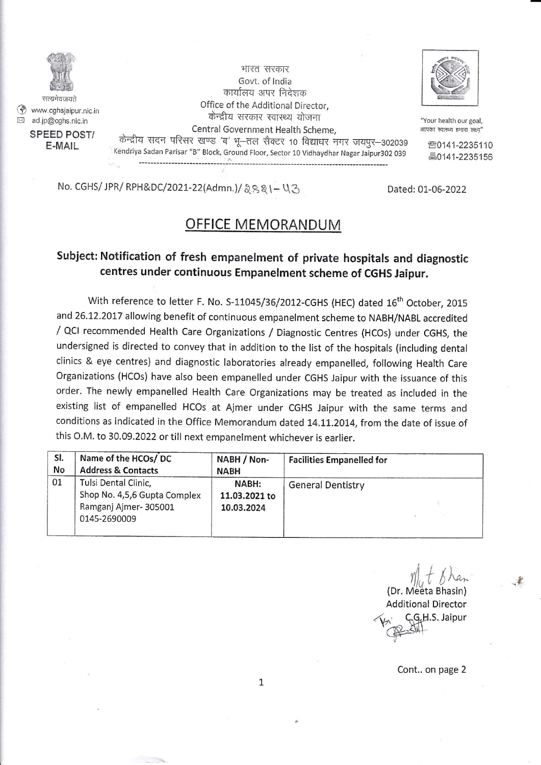सत्यमेव जयते

www.cghsjaipur.nic.in
ad.jp@cghs.nic.in

**SPEED POST/ E-MAIL**

भारत सरकार
Govt. of India
कार्यालय अपर निदेशक
Office of the Additional Director,
केन्द्रीय सरकार स्वास्थ्य योजना
Central Government Health Scheme,
केन्द्रीय सदन परिसर खण्ड 'ब' भू–तल सैक्टर 10 विद्याधर नगर जयपुर–302039
Kendriya Sadan Parisar "B" Block, Ground Floor, Sector 10 Vidhaydhar Nagar Jaipur302 039

"Your health our goal, आपका स्वास्थ्य हमारा लक्ष्य"

0141-2235110
0141-2235156

No. CGHS/ JPR/ RPH&DC/2021-22(Admn.)/ २६४१–४३

Dated: 01-06-2022

# OFFICE MEMORANDUM

## Subject: Notification of fresh empanelment of private hospitals and diagnostic centres under continuous Empanelment scheme of CGHS Jaipur.

With reference to letter F. No. S-11045/36/2012-CGHS (HEC) dated 16th October, 2015 and 26.12.2017 allowing benefit of continuous empanelment scheme to NABH/NABL accredited / QCI recommended Health Care Organizations / Diagnostic Centres (HCOs) under CGHS, the undersigned is directed to convey that in addition to the list of the hospitals (including dental clinics & eye centres) and diagnostic laboratories already empanelled, following Health Care Organizations (HCOs) have also been empanelled under CGHS Jaipur with the issuance of this order. The newly empanelled Health Care Organizations may be treated as included in the existing list of empanelled HCOs at Ajmer under CGHS Jaipur with the same terms and conditions as indicated in the Office Memorandum dated 14.11.2014, from the date of issue of this O.M. to 30.09.2022 or till next empanelment whichever is earlier.

| Sl. No | Name of the HCOs/ DC Address & Contacts | NABH / Non-NABH | Facilities Empanelled for |
|---|---|---|---|
| 01 | Tulsi Dental Clinic, Shop No. 4,5,6 Gupta Complex Ramganj Ajmer- 305001 0145-2690009 | NABH: 11.03.2021 to 10.03.2024 | General Dentistry |

(Dr. Meeta Bhasin)
Additional Director
C.G.H.S. Jaipur

Cont.. on page 2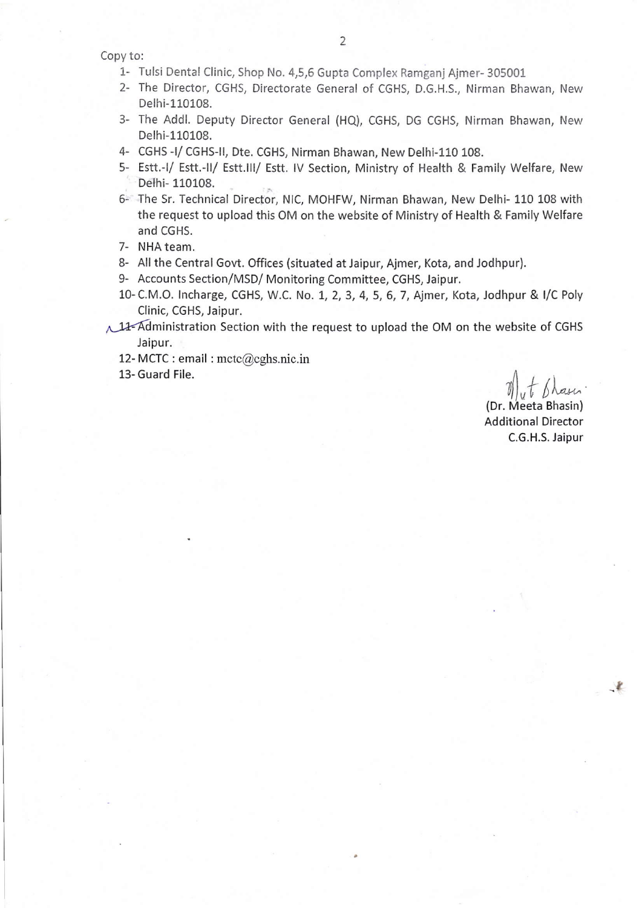Copy to:

1- Tulsi Dental Clinic, Shop No. 4,5,6 Gupta Complex Ramganj Ajmer- 305001
2- The Director, CGHS, Directorate General of CGHS, D.G.H.S., Nirman Bhawan, New Delhi-110108.
3- The Addl. Deputy Director General (HQ), CGHS, DG CGHS, Nirman Bhawan, New Delhi-110108.
4- CGHS -I/ CGHS-II, Dte. CGHS, Nirman Bhawan, New Delhi-110 108.
5- Estt.-I/ Estt.-II/ Estt.III/ Estt. IV Section, Ministry of Health & Family Welfare, New Delhi- 110108.
6- The Sr. Technical Director, NIC, MOHFW, Nirman Bhawan, New Delhi- 110 108 with the request to upload this OM on the website of Ministry of Health & Family Welfare and CGHS.
7- NHA team.
8- All the Central Govt. Offices (situated at Jaipur, Ajmer, Kota, and Jodhpur).
9- Accounts Section/MSD/ Monitoring Committee, CGHS, Jaipur.
10- C.M.O. Incharge, CGHS, W.C. No. 1, 2, 3, 4, 5, 6, 7, Ajmer, Kota, Jodhpur & I/C Poly Clinic, CGHS, Jaipur.
11- Administration Section with the request to upload the OM on the website of CGHS Jaipur.
12- MCTC : email : mctc@cghs.nic.in
13- Guard File.

(Dr. Meeta Bhasin)
Additional Director
C.G.H.S. Jaipur